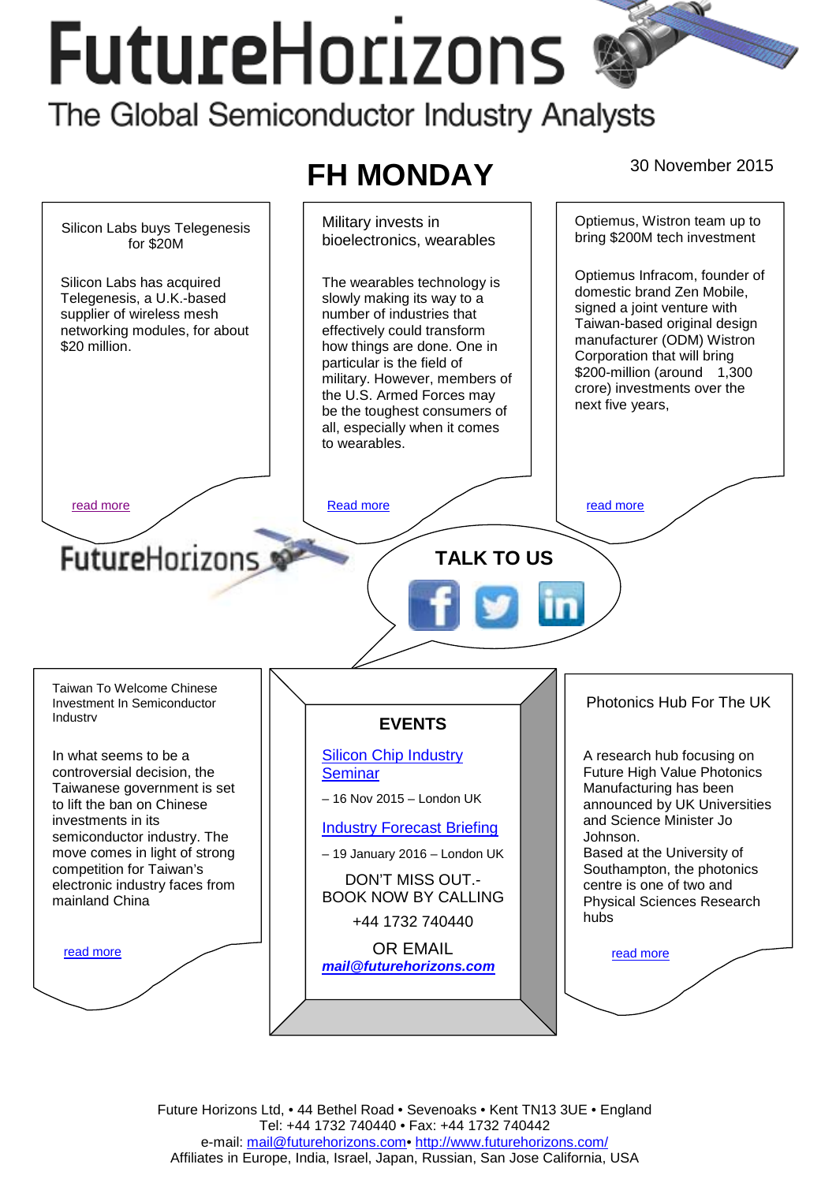# FutureHorizons

The Global Semiconductor Industry Analysts

## FH MONDAY

30 November 2015

### Silicon Labs buys Telegenesis for $20M

Silicon Labs has acquired Telegenesis, a U.K.-based supplier of wireless mesh networking modules, for about $20 million.

read more

### Military invests in bioelectronics, wearables

The wearables technology is slowly making its way to a number of industries that effectively could transform how things are done. One in particular is the field of military. However, members of the U.S. Armed Forces may be the toughest consumers of all, especially when it comes to wearables.

Read more

### Optiemus, Wistron team up to bring $200M tech investment

Optiemus Infracom, founder of domestic brand Zen Mobile, signed a joint venture with Taiwan-based original design manufacturer (ODM) Wistron Corporation that will bring $200-million (around 1,300 crore) investments over the next five years,

read more

FutureHorizons

**TALK TO US**

### Taiwan To Welcome Chinese Investment In Semiconductor Industry

In what seems to be a controversial decision, the Taiwanese government is set to lift the ban on Chinese investments in its semiconductor industry. The move comes in light of strong competition for Taiwan's electronic industry faces from mainland China

read more

### EVENTS

Silicon Chip Industry Seminar

– 16 Nov 2015 – London UK

Industry Forecast Briefing

– 19 January 2016 – London UK

DON'T MISS OUT.- BOOK NOW BY CALLING

+44 1732 740440

OR EMAIL

***mail@futurehorizons.com***

### Photonics Hub For The UK

A research hub focusing on Future High Value Photonics Manufacturing has been announced by UK Universities and Science Minister Jo Johnson.
Based at the University of Southampton, the photonics centre is one of two and Physical Sciences Research hubs

read more

Future Horizons Ltd, • 44 Bethel Road • Sevenoaks • Kent TN13 3UE • England
Tel: +44 1732 740440 • Fax: +44 1732 740442
e-mail: mail@futurehorizons.com• http://www.futurehorizons.com/
Affiliates in Europe, India, Israel, Japan, Russian, San Jose California, USA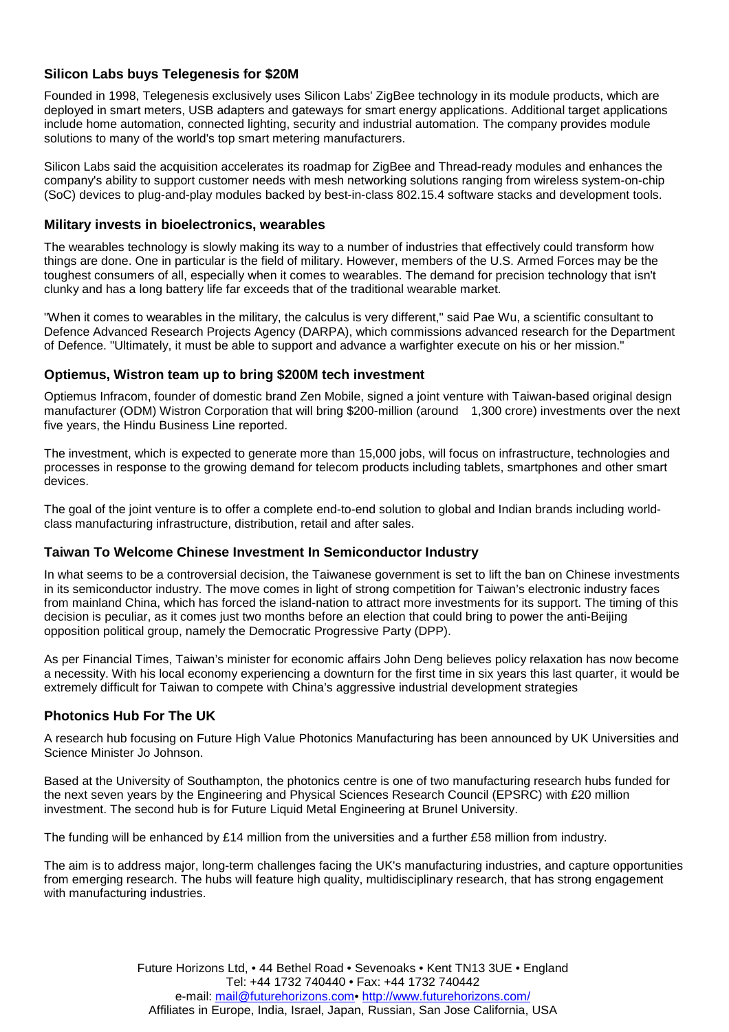### Silicon Labs buys Telegenesis for $20M

Founded in 1998, Telegenesis exclusively uses Silicon Labs' ZigBee technology in its module products, which are deployed in smart meters, USB adapters and gateways for smart energy applications. Additional target applications include home automation, connected lighting, security and industrial automation. The company provides module solutions to many of the world's top smart metering manufacturers.

Silicon Labs said the acquisition accelerates its roadmap for ZigBee and Thread-ready modules and enhances the company's ability to support customer needs with mesh networking solutions ranging from wireless system-on-chip (SoC) devices to plug-and-play modules backed by best-in-class 802.15.4 software stacks and development tools.

### Military invests in bioelectronics, wearables

The wearables technology is slowly making its way to a number of industries that effectively could transform how things are done. One in particular is the field of military. However, members of the U.S. Armed Forces may be the toughest consumers of all, especially when it comes to wearables. The demand for precision technology that isn't clunky and has a long battery life far exceeds that of the traditional wearable market.

"When it comes to wearables in the military, the calculus is very different," said Pae Wu, a scientific consultant to Defence Advanced Research Projects Agency (DARPA), which commissions advanced research for the Department of Defence. "Ultimately, it must be able to support and advance a warfighter execute on his or her mission."

### Optiemus, Wistron team up to bring $200M tech investment

Optiemus Infracom, founder of domestic brand Zen Mobile, signed a joint venture with Taiwan-based original design manufacturer (ODM) Wistron Corporation that will bring $200-million (around  1,300 crore) investments over the next five years, the Hindu Business Line reported.

The investment, which is expected to generate more than 15,000 jobs, will focus on infrastructure, technologies and processes in response to the growing demand for telecom products including tablets, smartphones and other smart devices.

The goal of the joint venture is to offer a complete end-to-end solution to global and Indian brands including world-class manufacturing infrastructure, distribution, retail and after sales.

### Taiwan To Welcome Chinese Investment In Semiconductor Industry

In what seems to be a controversial decision, the Taiwanese government is set to lift the ban on Chinese investments in its semiconductor industry. The move comes in light of strong competition for Taiwan's electronic industry faces from mainland China, which has forced the island-nation to attract more investments for its support. The timing of this decision is peculiar, as it comes just two months before an election that could bring to power the anti-Beijing opposition political group, namely the Democratic Progressive Party (DPP).

As per Financial Times, Taiwan's minister for economic affairs John Deng believes policy relaxation has now become a necessity. With his local economy experiencing a downturn for the first time in six years this last quarter, it would be extremely difficult for Taiwan to compete with China's aggressive industrial development strategies

### Photonics Hub For The UK

A research hub focusing on Future High Value Photonics Manufacturing has been announced by UK Universities and Science Minister Jo Johnson.

Based at the University of Southampton, the photonics centre is one of two manufacturing research hubs funded for the next seven years by the Engineering and Physical Sciences Research Council (EPSRC) with £20 million investment. The second hub is for Future Liquid Metal Engineering at Brunel University.

The funding will be enhanced by £14 million from the universities and a further £58 million from industry.

The aim is to address major, long-term challenges facing the UK's manufacturing industries, and capture opportunities from emerging research. The hubs will feature high quality, multidisciplinary research, that has strong engagement with manufacturing industries.

Future Horizons Ltd, • 44 Bethel Road • Sevenoaks • Kent TN13 3UE • England
Tel: +44 1732 740440 • Fax: +44 1732 740442
e-mail: mail@futurehorizons.com• http://www.futurehorizons.com/
Affiliates in Europe, India, Israel, Japan, Russian, San Jose California, USA